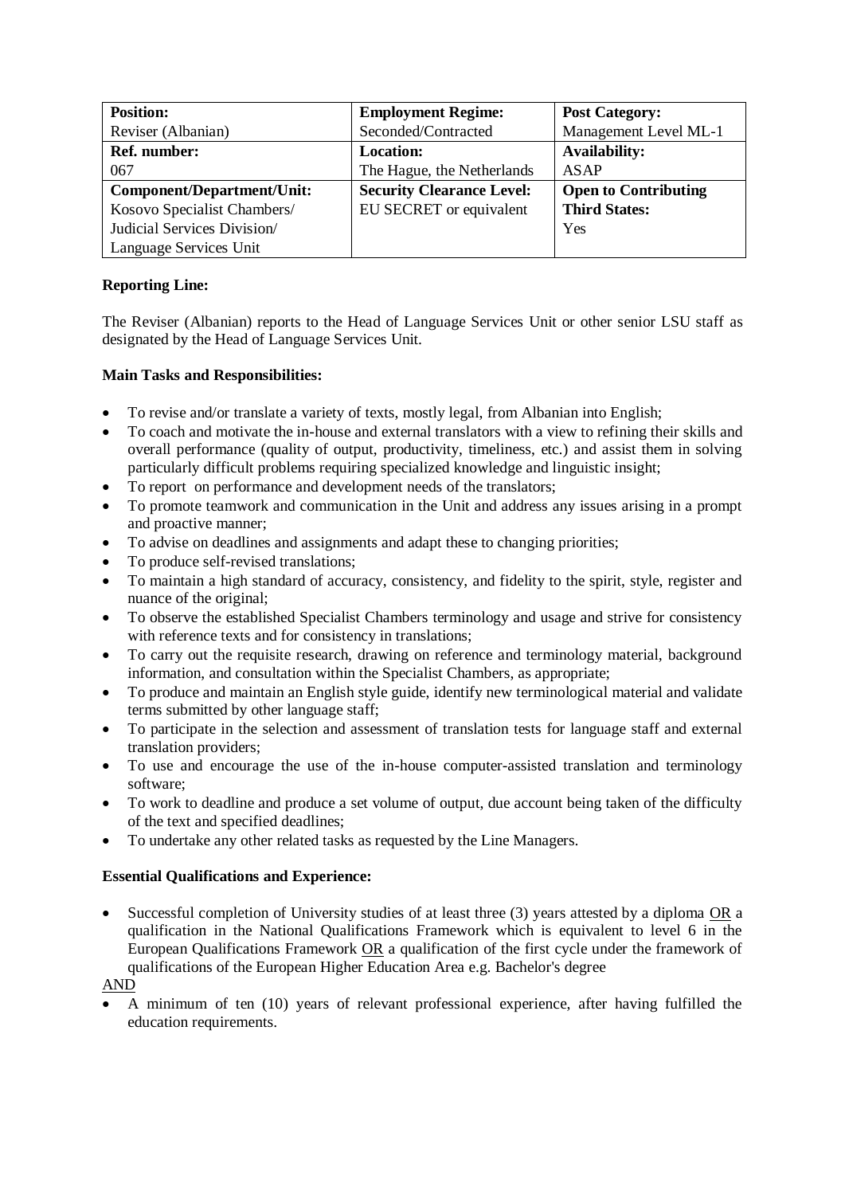| **Position:** | **Employment Regime:** | **Post Category:** |
|---|---|---|
| Reviser (Albanian) | Seconded/Contracted | Management Level ML-1 |
| **Ref. number:** | **Location:** | **Availability:** |
| 067 | The Hague, the Netherlands | ASAP |
| **Component/Department/Unit:** | **Security Clearance Level:** | **Open to Contributing Third States:** |
| Kosovo Specialist Chambers/ Judicial Services Division/ Language Services Unit | EU SECRET or equivalent | Yes |

**Reporting Line:**

The Reviser (Albanian) reports to the Head of Language Services Unit or other senior LSU staff as designated by the Head of Language Services Unit.

**Main Tasks and Responsibilities:**

- To revise and/or translate a variety of texts, mostly legal, from Albanian into English;
- To coach and motivate the in-house and external translators with a view to refining their skills and overall performance (quality of output, productivity, timeliness, etc.) and assist them in solving particularly difficult problems requiring specialized knowledge and linguistic insight;
- To report on performance and development needs of the translators;
- To promote teamwork and communication in the Unit and address any issues arising in a prompt and proactive manner;
- To advise on deadlines and assignments and adapt these to changing priorities;
- To produce self-revised translations;
- To maintain a high standard of accuracy, consistency, and fidelity to the spirit, style, register and nuance of the original;
- To observe the established Specialist Chambers terminology and usage and strive for consistency with reference texts and for consistency in translations;
- To carry out the requisite research, drawing on reference and terminology material, background information, and consultation within the Specialist Chambers, as appropriate;
- To produce and maintain an English style guide, identify new terminological material and validate terms submitted by other language staff;
- To participate in the selection and assessment of translation tests for language staff and external translation providers;
- To use and encourage the use of the in-house computer-assisted translation and terminology software;
- To work to deadline and produce a set volume of output, due account being taken of the difficulty of the text and specified deadlines;
- To undertake any other related tasks as requested by the Line Managers.

**Essential Qualifications and Experience:**

- Successful completion of University studies of at least three (3) years attested by a diploma OR a qualification in the National Qualifications Framework which is equivalent to level 6 in the European Qualifications Framework OR a qualification of the first cycle under the framework of qualifications of the European Higher Education Area e.g. Bachelor's degree

AND

- A minimum of ten (10) years of relevant professional experience, after having fulfilled the education requirements.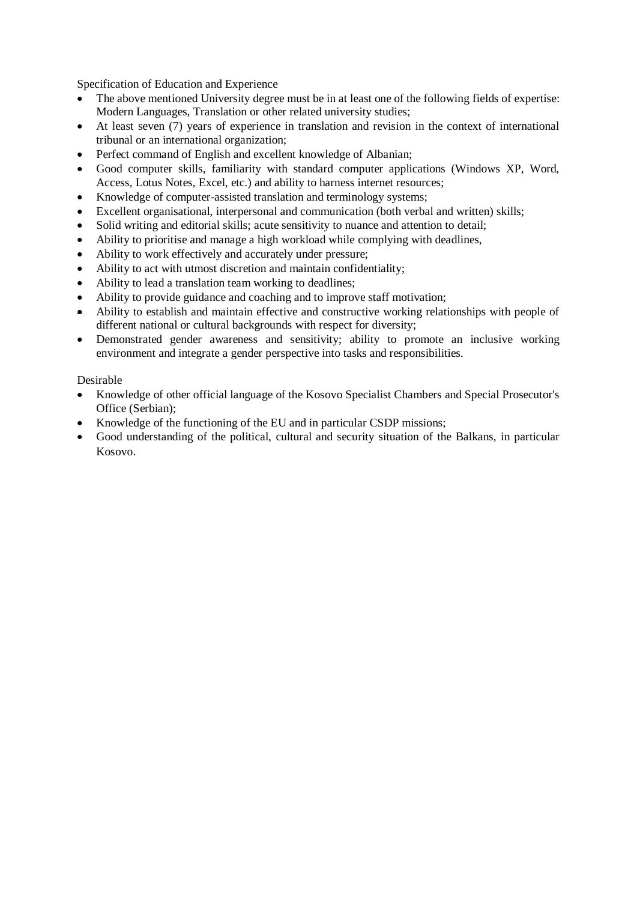Specification of Education and Experience

- The above mentioned University degree must be in at least one of the following fields of expertise: Modern Languages, Translation or other related university studies;
- At least seven (7) years of experience in translation and revision in the context of international tribunal or an international organization;
- Perfect command of English and excellent knowledge of Albanian;
- Good computer skills, familiarity with standard computer applications (Windows XP, Word, Access, Lotus Notes, Excel, etc.) and ability to harness internet resources;
- Knowledge of computer-assisted translation and terminology systems;
- Excellent organisational, interpersonal and communication (both verbal and written) skills;
- Solid writing and editorial skills; acute sensitivity to nuance and attention to detail;
- Ability to prioritise and manage a high workload while complying with deadlines,
- Ability to work effectively and accurately under pressure;
- Ability to act with utmost discretion and maintain confidentiality;
- Ability to lead a translation team working to deadlines;
- Ability to provide guidance and coaching and to improve staff motivation;
- Ability to establish and maintain effective and constructive working relationships with people of different national or cultural backgrounds with respect for diversity;
- Demonstrated gender awareness and sensitivity; ability to promote an inclusive working environment and integrate a gender perspective into tasks and responsibilities.

Desirable

- Knowledge of other official language of the Kosovo Specialist Chambers and Special Prosecutor's Office (Serbian);
- Knowledge of the functioning of the EU and in particular CSDP missions;
- Good understanding of the political, cultural and security situation of the Balkans, in particular Kosovo.